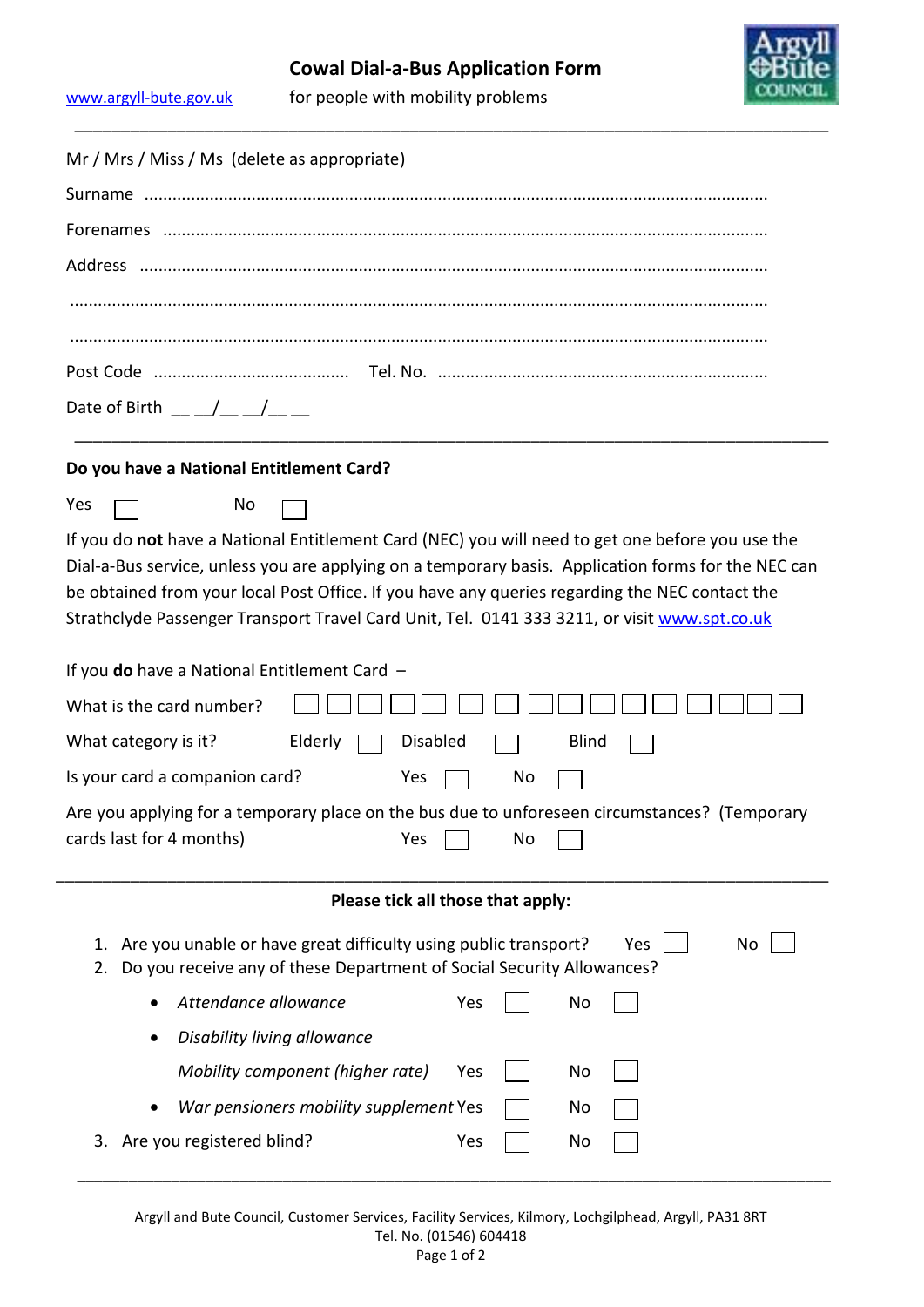# Cowal Dial-a-Bus Application Form

www.argyll-bute.gov.uk — for people with mobility problems

Argyll & Bute Council

---

Mr / Mrs / Miss / Ms (delete as appropriate)

Surname ..........................................................................................................................

Forenames ..........................................................................................................................

Address ..........................................................................................................................

..........................................................................................................................

..........................................................................................................................

Post Code .......................................... Tel. No. ......................................................................

Date of Birth __ __/__ __/__ __

---

**Do you have a National Entitlement Card?**

Yes ☐ No ☐

If you do **not** have a National Entitlement Card (NEC) you will need to get one before you use the Dial-a-Bus service, unless you are applying on a temporary basis. Application forms for the NEC can be obtained from your local Post Office. If you have any queries regarding the NEC contact the Strathclyde Passenger Transport Travel Card Unit, Tel. 0141 333 3211, or visit www.spt.co.uk

If you **do** have a National Entitlement Card –

What is the card number? ☐☐☐☐ ☐☐☐☐ ☐☐☐☐ ☐☐☐☐ ☐☐☐

What category is it? Elderly ☐ Disabled ☐ Blind ☐

Is your card a companion card? Yes ☐ No ☐

Are you applying for a temporary place on the bus due to unforeseen circumstances? (Temporary cards last for 4 months) Yes ☐ No ☐

---

**Please tick all those that apply:**

1. Are you unable or have great difficulty using public transport? Yes ☐ No ☐
2. Do you receive any of these Department of Social Security Allowances?
   - *Attendance allowance* Yes ☐ No ☐
   - *Disability living allowance*

     *Mobility component (higher rate)* Yes ☐ No ☐
   - *War pensioners mobility supplement* Yes ☐ No ☐
3. Are you registered blind? Yes ☐ No ☐

---

Argyll and Bute Council, Customer Services, Facility Services, Kilmory, Lochgilphead, Argyll, PA31 8RT
Tel. No. (01546) 604418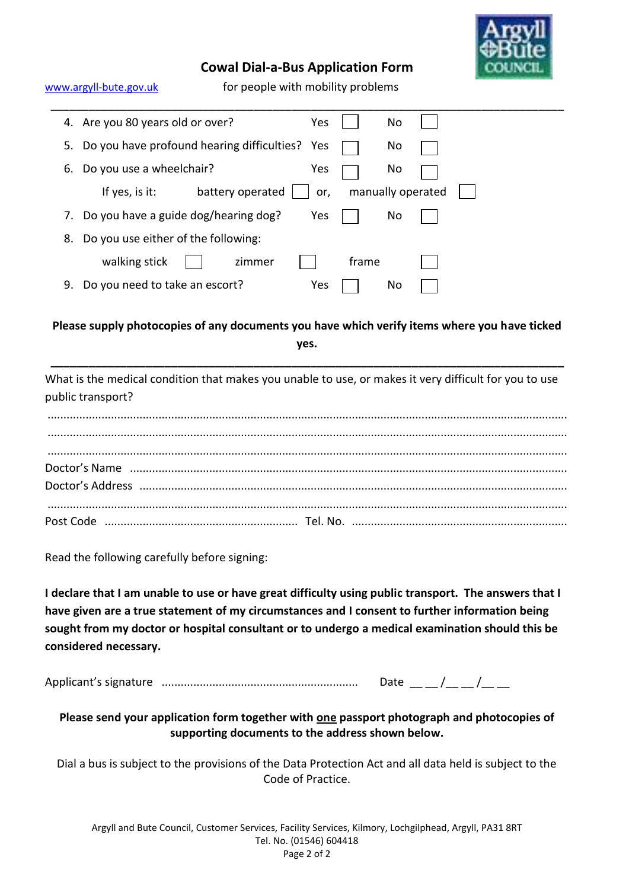## Cowal Dial-a-Bus Application Form

www.argyll-bute.gov.uk — for people with mobility problems

---

4. Are you 80 years old or over? Yes ☐ No ☐
5. Do you have profound hearing difficulties? Yes ☐ No ☐
6. Do you use a wheelchair? Yes ☐ No ☐

   If yes, is it: battery operated ☐ or, manually operated ☐
7. Do you have a guide dog/hearing dog? Yes ☐ No ☐
8. Do you use either of the following:

   walking stick ☐ zimmer ☐ frame ☐
9. Do you need to take an escort? Yes ☐ No ☐

**Please supply photocopies of any documents you have which verify items where you have ticked yes.**

---

What is the medical condition that makes you unable to use, or makes it very difficult for you to use public transport?

..................................................................................................................................................

..................................................................................................................................................

..................................................................................................................................................

Doctor's Name ..................................................................................................................................

Doctor's Address ..............................................................................................................................

..................................................................................................................................................

Post Code ............................................................ Tel. No. ...................................................................

Read the following carefully before signing:

**I declare that I am unable to use or have great difficulty using public transport. The answers that I have given are a true statement of my circumstances and I consent to further information being sought from my doctor or hospital consultant or to undergo a medical examination should this be considered necessary.**

Applicant's signature ............................................................ Date __ __/__ __/__ __

**Please send your application form together with <u>one</u> passport photograph and photocopies of supporting documents to the address shown below.**

Dial a bus is subject to the provisions of the Data Protection Act and all data held is subject to the Code of Practice.

Argyll and Bute Council, Customer Services, Facility Services, Kilmory, Lochgilphead, Argyll, PA31 8RT
Tel. No. (01546) 604418